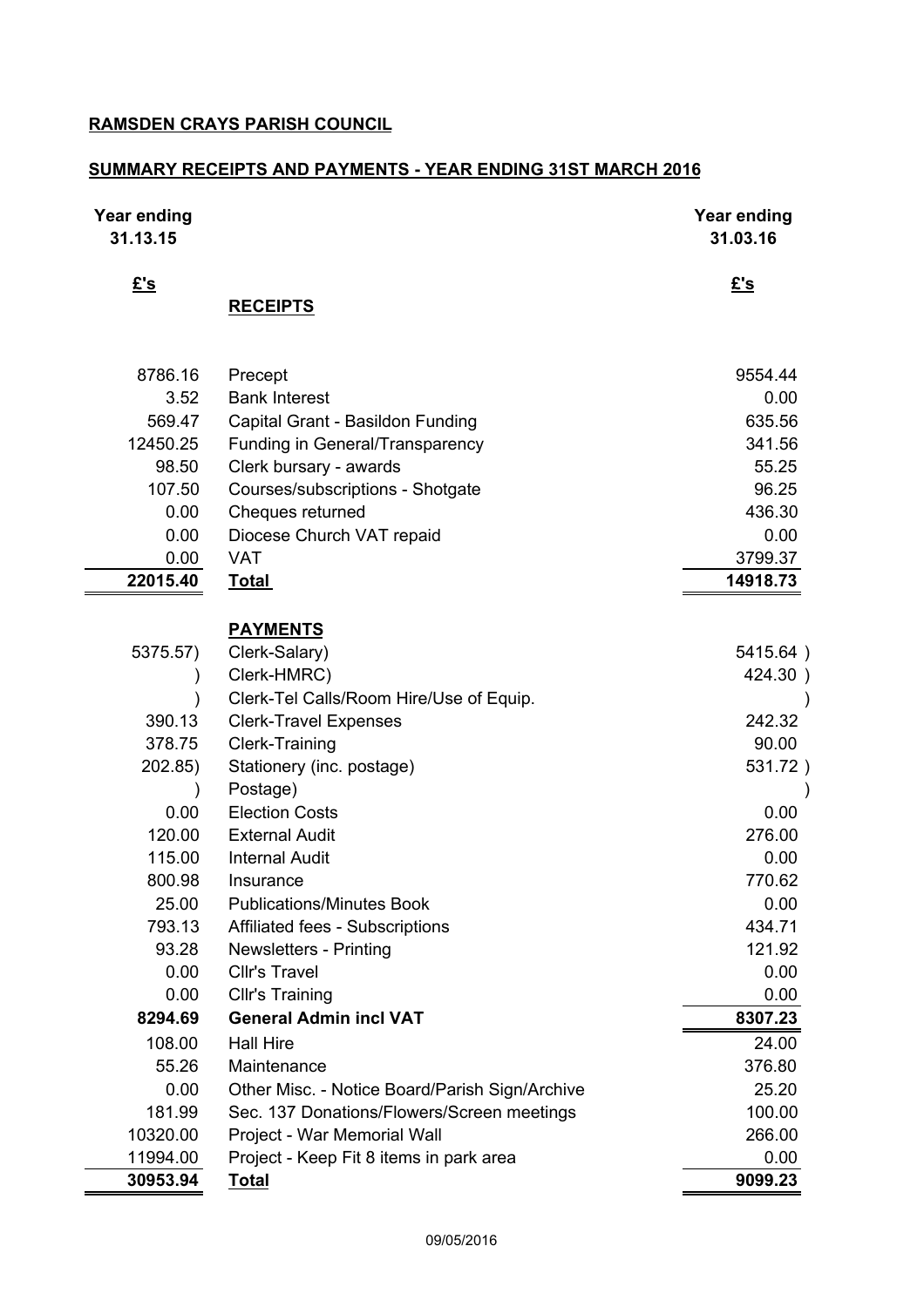**RAMSDEN CRAYS PARISH COUNCIL**

**SUMMARY RECEIPTS AND PAYMENTS - YEAR ENDING 31ST MARCH 2016**

| Year ending 31.13.15 | | Year ending 31.03.16 |
|---|---|---|
| £'s | | £'s |
| | **RECEIPTS** | |
| 8786.16 | Precept | 9554.44 |
| 3.52 | Bank Interest | 0.00 |
| 569.47 | Capital Grant - Basildon Funding | 635.56 |
| 12450.25 | Funding in General/Transparency | 341.56 |
| 98.50 | Clerk bursary - awards | 55.25 |
| 107.50 | Courses/subscriptions - Shotgate | 96.25 |
| 0.00 | Cheques returned | 436.30 |
| 0.00 | Diocese Church VAT repaid | 0.00 |
| 0.00 | VAT | 3799.37 |
| **22015.40** | **Total** | **14918.73** |
| | **PAYMENTS** | |
| 5375.57) | Clerk-Salary) | 5415.64 ) |
| ) | Clerk-HMRC) | 424.30 ) |
| ) | Clerk-Tel Calls/Room Hire/Use of Equip. | ) |
| 390.13 | Clerk-Travel Expenses | 242.32 |
| 378.75 | Clerk-Training | 90.00 |
| 202.85) | Stationery (inc. postage) | 531.72 ) |
| ) | Postage) | ) |
| 0.00 | Election Costs | 0.00 |
| 120.00 | External Audit | 276.00 |
| 115.00 | Internal Audit | 0.00 |
| 800.98 | Insurance | 770.62 |
| 25.00 | Publications/Minutes Book | 0.00 |
| 793.13 | Affiliated fees - Subscriptions | 434.71 |
| 93.28 | Newsletters - Printing | 121.92 |
| 0.00 | Cllr's Travel | 0.00 |
| 0.00 | Cllr's Training | 0.00 |
| **8294.69** | **General Admin incl VAT** | **8307.23** |
| 108.00 | Hall Hire | 24.00 |
| 55.26 | Maintenance | 376.80 |
| 0.00 | Other Misc. - Notice Board/Parish Sign/Archive | 25.20 |
| 181.99 | Sec. 137 Donations/Flowers/Screen meetings | 100.00 |
| 10320.00 | Project - War Memorial Wall | 266.00 |
| 11994.00 | Project - Keep Fit 8 items in park area | 0.00 |
| **30953.94** | **Total** | **9099.23** |

09/05/2016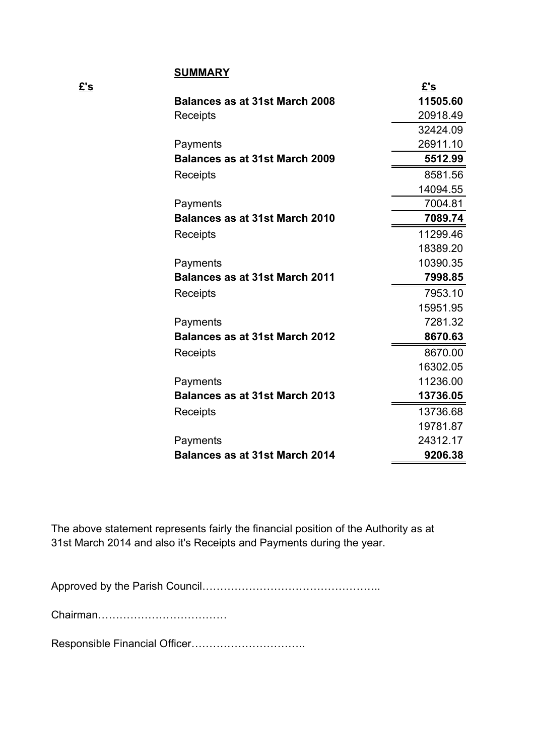## SUMMARY

| £'s | | £'s |
|---|---|---|
| | **Balances as at 31st March 2008** | **11505.60** |
| | Receipts | 20918.49 |
| | | 32424.09 |
| | Payments | 26911.10 |
| | **Balances as at 31st March 2009** | **5512.99** |
| | Receipts | 8581.56 |
| | | 14094.55 |
| | Payments | 7004.81 |
| | **Balances as at 31st March 2010** | **7089.74** |
| | Receipts | 11299.46 |
| | | 18389.20 |
| | Payments | 10390.35 |
| | **Balances as at 31st March 2011** | **7998.85** |
| | Receipts | 7953.10 |
| | | 15951.95 |
| | Payments | 7281.32 |
| | **Balances as at 31st March 2012** | **8670.63** |
| | Receipts | 8670.00 |
| | | 16302.05 |
| | Payments | 11236.00 |
| | **Balances as at 31st March 2013** | **13736.05** |
| | Receipts | 13736.68 |
| | | 19781.87 |
| | Payments | 24312.17 |
| | **Balances as at 31st March 2014** | **9206.38** |

The above statement represents fairly the financial position of the Authority as at 31st March 2014 and also it's Receipts and Payments during the year.

Approved by the Parish Council…………………………………………..

Chairman………………………………

Responsible Financial Officer…………………………..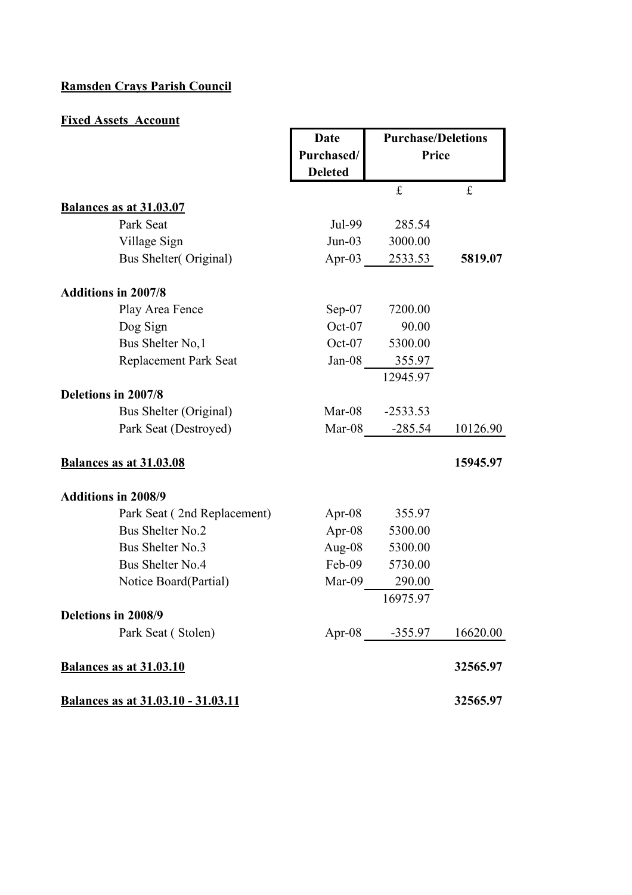**Ramsden Crays Parish Council**

**Fixed Assets Account**

| | Date Purchased/ Deleted | Purchase/Deletions Price | |
|---|---|---|---|
| | | £ | £ |
| **Balances as at 31.03.07** | | | |
| Park Seat | Jul-99 | 285.54 | |
| Village Sign | Jun-03 | 3000.00 | |
| Bus Shelter( Original) | Apr-03 | 2533.53 | **5819.07** |
| **Additions in 2007/8** | | | |
| Play Area Fence | Sep-07 | 7200.00 | |
| Dog Sign | Oct-07 | 90.00 | |
| Bus Shelter No,1 | Oct-07 | 5300.00 | |
| Replacement Park Seat | Jan-08 | 355.97 | |
| | | 12945.97 | |
| **Deletions in 2007/8** | | | |
| Bus Shelter (Original) | Mar-08 | -2533.53 | |
| Park Seat (Destroyed) | Mar-08 | -285.54 | 10126.90 |
| **Balances as at 31.03.08** | | | **15945.97** |
| **Additions in 2008/9** | | | |
| Park Seat ( 2nd Replacement) | Apr-08 | 355.97 | |
| Bus Shelter No.2 | Apr-08 | 5300.00 | |
| Bus Shelter No.3 | Aug-08 | 5300.00 | |
| Bus Shelter No.4 | Feb-09 | 5730.00 | |
| Notice Board(Partial) | Mar-09 | 290.00 | |
| | | 16975.97 | |
| **Deletions in 2008/9** | | | |
| Park Seat ( Stolen) | Apr-08 | -355.97 | 16620.00 |
| **Balances as at 31.03.10** | | | **32565.97** |
| **Balances as at 31.03.10 - 31.03.11** | | | **32565.97** |